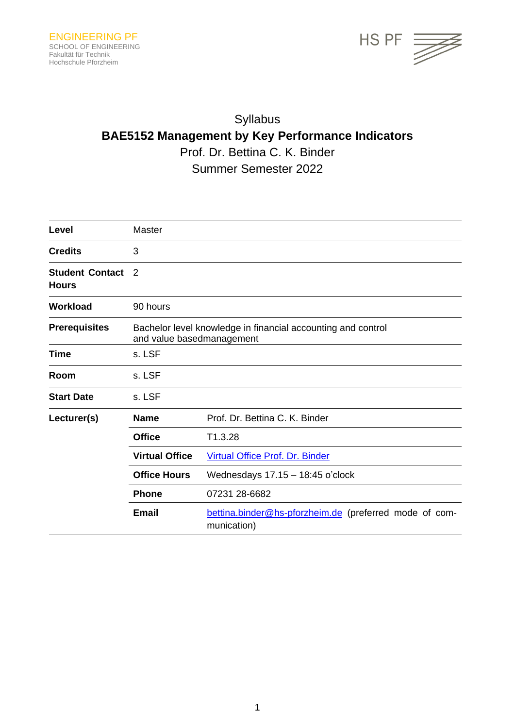ENGINEERING PF
SCHOOL OF ENGINEERING
Fakultät für Technik
Hochschule Pforzheim

HS PF

# Syllabus

## BAE5152 Management by Key Performance Indicators

Prof. Dr. Bettina C. K. Binder

Summer Semester 2022

| | | |
|---|---|---|
| **Level** | Master | |
| **Credits** | 3 | |
| **Student Contact Hours** | 2 | |
| **Workload** | 90 hours | |
| **Prerequisites** | Bachelor level knowledge in financial accounting and control and value basedmanagement | |
| **Time** | s. LSF | |
| **Room** | s. LSF | |
| **Start Date** | s. LSF | |
| **Lecturer(s)** | **Name** | Prof. Dr. Bettina C. K. Binder |
| | **Office** | T1.3.28 |
| | **Virtual Office** | Virtual Office Prof. Dr. Binder |
| | **Office Hours** | Wednesdays 17.15 – 18:45 o'clock |
| | **Phone** | 07231 28-6682 |
| | **Email** | bettina.binder@hs-pforzheim.de (preferred mode of communication) |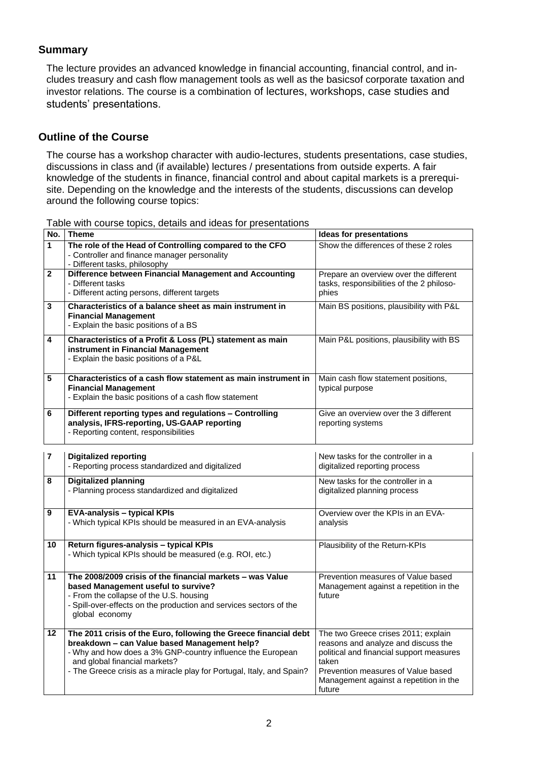## Summary

The lecture provides an advanced knowledge in financial accounting, financial control, and includes treasury and cash flow management tools as well as the basicsof corporate taxation and investor relations. The course is a combination of lectures, workshops, case studies and students' presentations.

## Outline of the Course

The course has a workshop character with audio-lectures, students presentations, case studies, discussions in class and (if available) lectures / presentations from outside experts. A fair knowledge of the students in finance, financial control and about capital markets is a prerequisite. Depending on the knowledge and the interests of the students, discussions can develop around the following course topics:

Table with course topics, details and ideas for presentations

| No. | Theme | Ideas for presentations |
|---|---|---|
| 1 | **The role of the Head of Controlling compared to the CFO**<br>- Controller and finance manager personality<br>- Different tasks, philosophy | Show the differences of these 2 roles |
| 2 | **Difference between Financial Management and Accounting**<br>- Different tasks<br>- Different acting persons, different targets | Prepare an overview over the different tasks, responsibilities of the 2 philosophies |
| 3 | **Characteristics of a balance sheet as main instrument in Financial Management**<br>- Explain the basic positions of a BS | Main BS positions, plausibility with P&L |
| 4 | **Characteristics of a Profit & Loss (PL) statement as main instrument in Financial Management**<br>- Explain the basic positions of a P&L | Main P&L positions, plausibility with BS |
| 5 | **Characteristics of a cash flow statement as main instrument in Financial Management**<br>- Explain the basic positions of a cash flow statement | Main cash flow statement positions, typical purpose |
| 6 | **Different reporting types and regulations – Controlling analysis, IFRS-reporting, US-GAAP reporting**<br>- Reporting content, responsibilities | Give an overview over the 3 different reporting systems |
| 7 | **Digitalized reporting**<br>- Reporting process standardized and digitalized | New tasks for the controller in a digitalized reporting process |
| 8 | **Digitalized planning**<br>- Planning process standardized and digitalized | New tasks for the controller in a digitalized planning process |
| 9 | **EVA-analysis – typical KPIs**<br>- Which typical KPIs should be measured in an EVA-analysis | Overview over the KPIs in an EVA-analysis |
| 10 | **Return figures-analysis – typical KPIs**<br>- Which typical KPIs should be measured (e.g. ROI, etc.) | Plausibility of the Return-KPIs |
| 11 | **The 2008/2009 crisis of the financial markets – was Value based Management useful to survive?**<br>- From the collapse of the U.S. housing<br>- Spill-over-effects on the production and services sectors of the global economy | Prevention measures of Value based Management against a repetition in the future |
| 12 | **The 2011 crisis of the Euro, following the Greece financial debt breakdown – can Value based Management help?**<br>- Why and how does a 3% GNP-country influence the European and global financial markets?<br>- The Greece crisis as a miracle play for Portugal, Italy, and Spain? | The two Greece crises 2011; explain reasons and analyze and discuss the political and financial support measures taken<br>Prevention measures of Value based Management against a repetition in the future |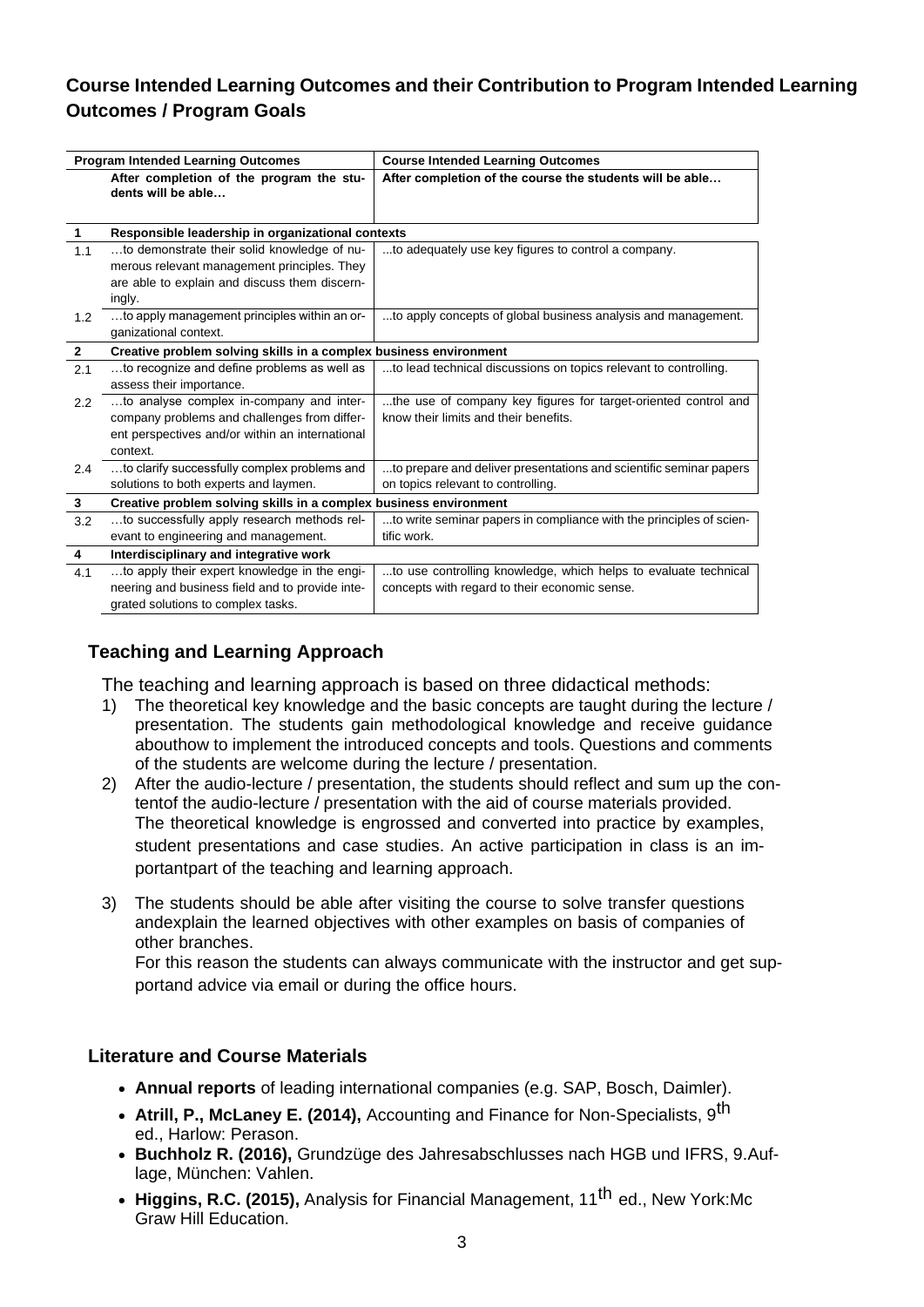## Course Intended Learning Outcomes and their Contribution to Program Intended Learning Outcomes / Program Goals

| | Program Intended Learning Outcomes | Course Intended Learning Outcomes |
|---|---|---|
| | **After completion of the program the students will be able…** | **After completion of the course the students will be able…** |
| **1** | **Responsible leadership in organizational contexts** | |
| 1.1 | …to demonstrate their solid knowledge of numerous relevant management principles. They are able to explain and discuss them discerningly. | ...to adequately use key figures to control a company. |
| 1.2 | …to apply management principles within an organizational context. | ...to apply concepts of global business analysis and management. |
| **2** | **Creative problem solving skills in a complex business environment** | |
| 2.1 | …to recognize and define problems as well as assess their importance. | ...to lead technical discussions on topics relevant to controlling. |
| 2.2 | …to analyse complex in-company and intercompany problems and challenges from different perspectives and/or within an international context. | ...the use of company key figures for target-oriented control and know their limits and their benefits. |
| 2.4 | …to clarify successfully complex problems and solutions to both experts and laymen. | ...to prepare and deliver presentations and scientific seminar papers on topics relevant to controlling. |
| **3** | **Creative problem solving skills in a complex business environment** | |
| 3.2 | …to successfully apply research methods relevant to engineering and management. | ...to write seminar papers in compliance with the principles of scientific work. |
| **4** | **Interdisciplinary and integrative work** | |
| 4.1 | …to apply their expert knowledge in the engineering and business field and to provide integrated solutions to complex tasks. | ...to use controlling knowledge, which helps to evaluate technical concepts with regard to their economic sense. |

## Teaching and Learning Approach

The teaching and learning approach is based on three didactical methods:

1) The theoretical key knowledge and the basic concepts are taught during the lecture / presentation. The students gain methodological knowledge and receive guidance abouthow to implement the introduced concepts and tools. Questions and comments of the students are welcome during the lecture / presentation.
2) After the audio-lecture / presentation, the students should reflect and sum up the contentof the audio-lecture / presentation with the aid of course materials provided. The theoretical knowledge is engrossed and converted into practice by examples, student presentations and case studies. An active participation in class is an importantpart of the teaching and learning approach.
3) The students should be able after visiting the course to solve transfer questions andexplain the learned objectives with other examples on basis of companies of other branches.
   For this reason the students can always communicate with the instructor and get supportand advice via email or during the office hours.

## Literature and Course Materials

- **Annual reports** of leading international companies (e.g. SAP, Bosch, Daimler).
- **Atrill, P., McLaney E. (2014),** Accounting and Finance for Non-Specialists, 9th ed., Harlow: Perason.
- **Buchholz R. (2016),** Grundzüge des Jahresabschlusses nach HGB und IFRS, 9.Auflage, München: Vahlen.
- **Higgins, R.C. (2015),** Analysis for Financial Management, 11th ed., New York:Mc Graw Hill Education.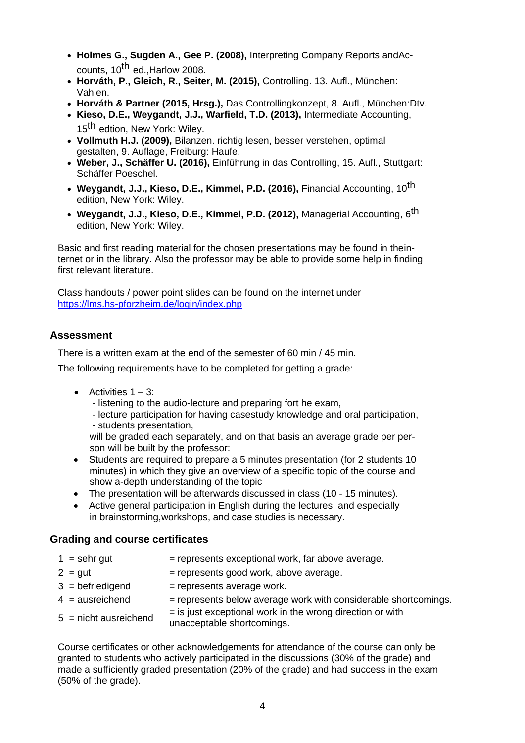- **Holmes G., Sugden A., Gee P. (2008),** Interpreting Company Reports andAccounts, 10th ed.,Harlow 2008.
- **Horváth, P., Gleich, R., Seiter, M. (2015),** Controlling. 13. Aufl., München: Vahlen.
- **Horváth & Partner (2015, Hrsg.),** Das Controllingkonzept, 8. Aufl., München:Dtv.
- **Kieso, D.E., Weygandt, J.J., Warfield, T.D. (2013),** Intermediate Accounting, 15th edtion, New York: Wiley.
- **Vollmuth H.J. (2009),** Bilanzen. richtig lesen, besser verstehen, optimal gestalten, 9. Auflage, Freiburg: Haufe.
- **Weber, J., Schäffer U. (2016),** Einführung in das Controlling, 15. Aufl., Stuttgart: Schäffer Poeschel.
- **Weygandt, J.J., Kieso, D.E., Kimmel, P.D. (2016),** Financial Accounting, 10th edition, New York: Wiley.
- **Weygandt, J.J., Kieso, D.E., Kimmel, P.D. (2012),** Managerial Accounting, 6th edition, New York: Wiley.

Basic and first reading material for the chosen presentations may be found in theinternet or in the library. Also the professor may be able to provide some help in finding first relevant literature.

Class handouts / power point slides can be found on the internet under
https://lms.hs-pforzheim.de/login/index.php

## Assessment

There is a written exam at the end of the semester of 60 min / 45 min.

The following requirements have to be completed for getting a grade:

- Activities 1 – 3:
  - listening to the audio-lecture and preparing fort he exam,
  - lecture participation for having casestudy knowledge and oral participation,
  - students presentation,

  will be graded each separately, and on that basis an average grade per person will be built by the professor:
- Students are required to prepare a 5 minutes presentation (for 2 students 10 minutes) in which they give an overview of a specific topic of the course and show a-depth understanding of the topic
- The presentation will be afterwards discussed in class (10 - 15 minutes).
- Active general participation in English during the lectures, and especially in brainstorming,workshops, and case studies is necessary.

## Grading and course certificates

| | |
|---|---|
| 1 = sehr gut | = represents exceptional work, far above average. |
| 2 = gut | = represents good work, above average. |
| 3 = befriedigend | = represents average work. |
| 4 = ausreichend | = represents below average work with considerable shortcomings. |
| 5 = nicht ausreichend | = is just exceptional work in the wrong direction or with unacceptable shortcomings. |

Course certificates or other acknowledgements for attendance of the course can only be granted to students who actively participated in the discussions (30% of the grade) and made a sufficiently graded presentation (20% of the grade) and had success in the exam (50% of the grade).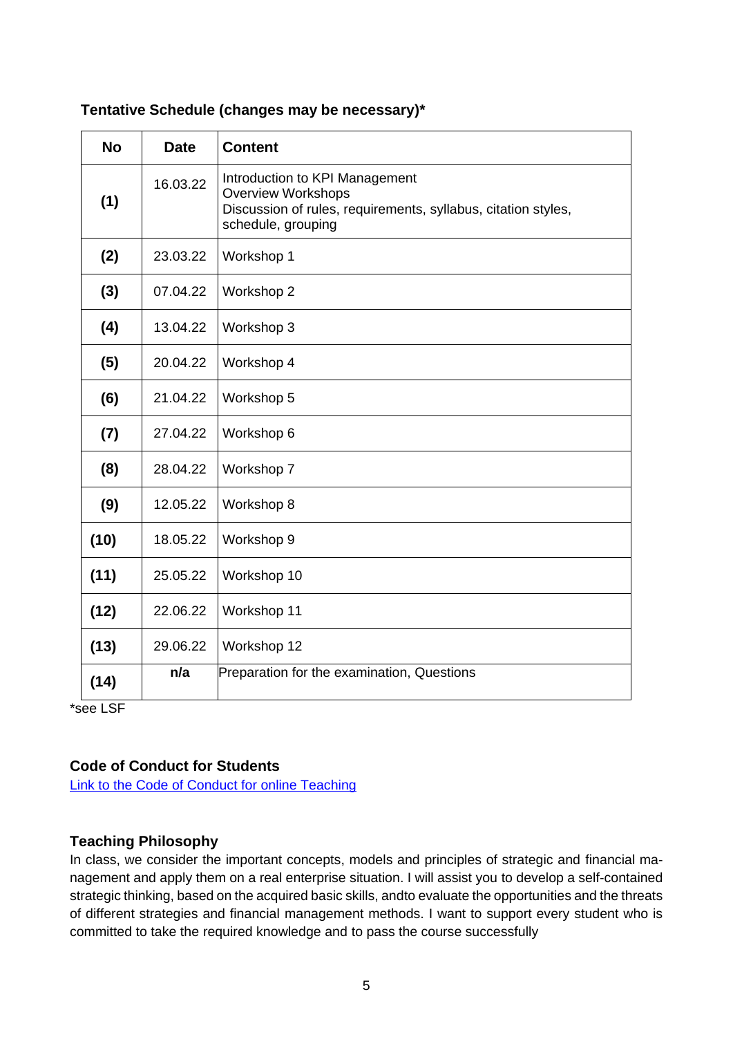**Tentative Schedule (changes may be necessary)***

| No | Date | Content |
|---|---|---|
| **(1)** | 16.03.22 | Introduction to KPI Management<br>Overview Workshops<br>Discussion of rules, requirements, syllabus, citation styles, schedule, grouping |
| **(2)** | 23.03.22 | Workshop 1 |
| **(3)** | 07.04.22 | Workshop 2 |
| **(4)** | 13.04.22 | Workshop 3 |
| **(5)** | 20.04.22 | Workshop 4 |
| **(6)** | 21.04.22 | Workshop 5 |
| **(7)** | 27.04.22 | Workshop 6 |
| **(8)** | 28.04.22 | Workshop 7 |
| **(9)** | 12.05.22 | Workshop 8 |
| **(10)** | 18.05.22 | Workshop 9 |
| **(11)** | 25.05.22 | Workshop 10 |
| **(12)** | 22.06.22 | Workshop 11 |
| **(13)** | 29.06.22 | Workshop 12 |
| **(14)** | **n/a** | Preparation for the examination, Questions |

*see LSF

### Code of Conduct for Students

[Link to the Code of Conduct for online Teaching]()

### Teaching Philosophy

In class, we consider the important concepts, models and principles of strategic and financial management and apply them on a real enterprise situation. I will assist you to develop a self-contained strategic thinking, based on the acquired basic skills, andto evaluate the opportunities and the threats of different strategies and financial management methods. I want to support every student who is committed to take the required knowledge and to pass the course successfully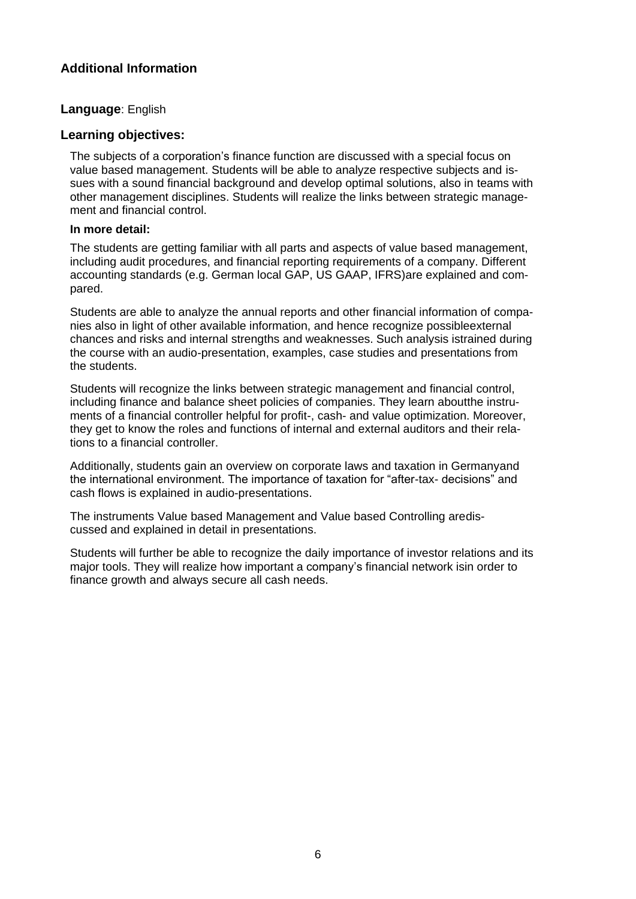## Additional Information

**Language**: English

### Learning objectives:

The subjects of a corporation's finance function are discussed with a special focus on value based management. Students will be able to analyze respective subjects and issues with a sound financial background and develop optimal solutions, also in teams with other management disciplines. Students will realize the links between strategic management and financial control.

**In more detail:**

The students are getting familiar with all parts and aspects of value based management, including audit procedures, and financial reporting requirements of a company. Different accounting standards (e.g. German local GAP, US GAAP, IFRS)are explained and compared.

Students are able to analyze the annual reports and other financial information of companies also in light of other available information, and hence recognize possibleexternal chances and risks and internal strengths and weaknesses. Such analysis istrained during the course with an audio-presentation, examples, case studies and presentations from the students.

Students will recognize the links between strategic management and financial control, including finance and balance sheet policies of companies. They learn aboutthe instruments of a financial controller helpful for profit-, cash- and value optimization. Moreover, they get to know the roles and functions of internal and external auditors and their relations to a financial controller.

Additionally, students gain an overview on corporate laws and taxation in Germanyand the international environment. The importance of taxation for "after-tax- decisions" and cash flows is explained in audio-presentations.

The instruments Value based Management and Value based Controlling arediscussed and explained in detail in presentations.

Students will further be able to recognize the daily importance of investor relations and its major tools. They will realize how important a company's financial network isin order to finance growth and always secure all cash needs.